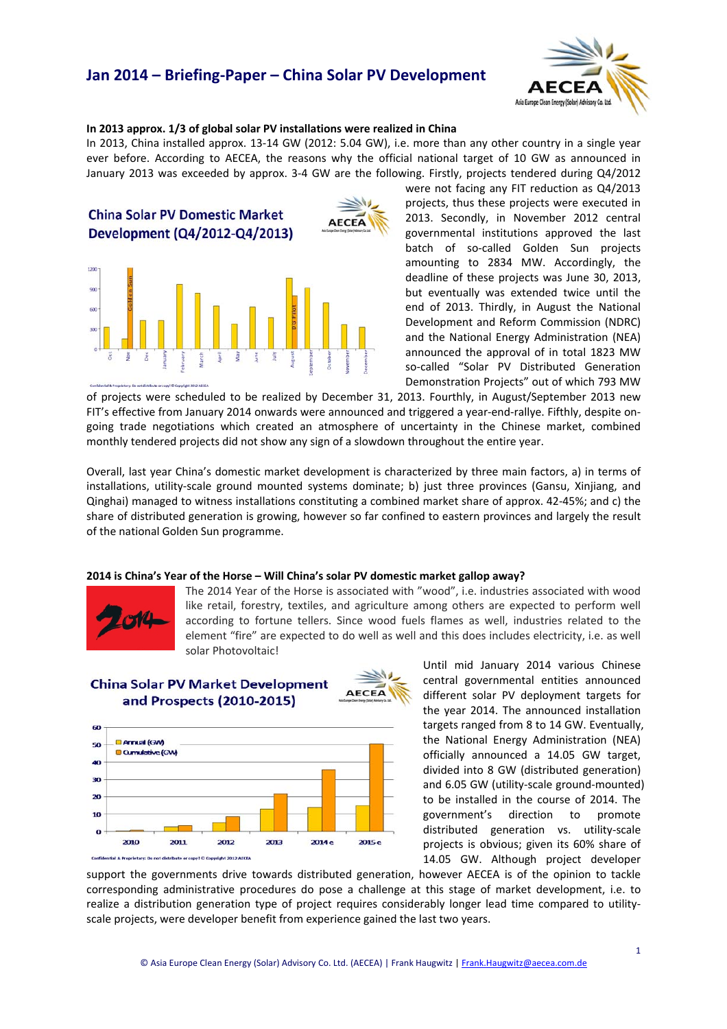# Jan 2014 – Briefing-Paper – China Solar PV Development

**In 2013 approx. 1/3 of global solar PV installations were realized in China**

In 2013, China installed approx. 13-14 GW (2012: 5.04 GW), i.e. more than any other country in a single year ever before. According to AECEA, the reasons why the official national target of 10 GW as announced in January 2013 was exceeded by approx. 3-4 GW are the following. Firstly, projects tendered during Q4/2012 were not facing any FIT reduction as Q4/2013 projects, thus these projects were executed in 2013. Secondly, in November 2012 central governmental institutions approved the last batch of so-called Golden Sun projects amounting to 2834 MW. Accordingly, the deadline of these projects was June 30, 2013, but eventually was extended twice until the end of 2013. Thirdly, in August the National Development and Reform Commission (NDRC) and the National Energy Administration (NEA) announced the approval of in total 1823 MW so-called "Solar PV Distributed Generation Demonstration Projects" out of which 793 MW of projects were scheduled to be realized by December 31, 2013. Fourthly, in August/September 2013 new FIT's effective from January 2014 onwards were announced and triggered a year-end-rallye. Fifthly, despite on-going trade negotiations which created an atmosphere of uncertainty in the Chinese market, combined monthly tendered projects did not show any sign of a slowdown throughout the entire year.

Overall, last year China's domestic market development is characterized by three main factors, a) in terms of installations, utility-scale ground mounted systems dominate; b) just three provinces (Gansu, Xinjiang, and Qinghai) managed to witness installations constituting a combined market share of approx. 42-45%; and c) the share of distributed generation is growing, however so far confined to eastern provinces and largely the result of the national Golden Sun programme.

**2014 is China's Year of the Horse – Will China's solar PV domestic market gallop away?**

The 2014 Year of the Horse is associated with "wood", i.e. industries associated with wood like retail, forestry, textiles, and agriculture among others are expected to perform well according to fortune tellers. Since wood fuels flames as well, industries related to the element "fire" are expected to do well as well and this does includes electricity, i.e. as well solar Photovoltaic!

Until mid January 2014 various Chinese central governmental entities announced different solar PV deployment targets for the year 2014. The announced installation targets ranged from 8 to 14 GW. Eventually, the National Energy Administration (NEA) officially announced a 14.05 GW target, divided into 8 GW (distributed generation) and 6.05 GW (utility-scale ground-mounted) to be installed in the course of 2014. The government's direction to promote distributed generation vs. utility-scale projects is obvious; given its 60% share of 14.05 GW. Although project developer support the governments drive towards distributed generation, however AECEA is of the opinion to tackle corresponding administrative procedures do pose a challenge at this stage of market development, i.e. to realize a distribution generation type of project requires considerably longer lead time compared to utility-scale projects, were developer benefit from experience gained the last two years.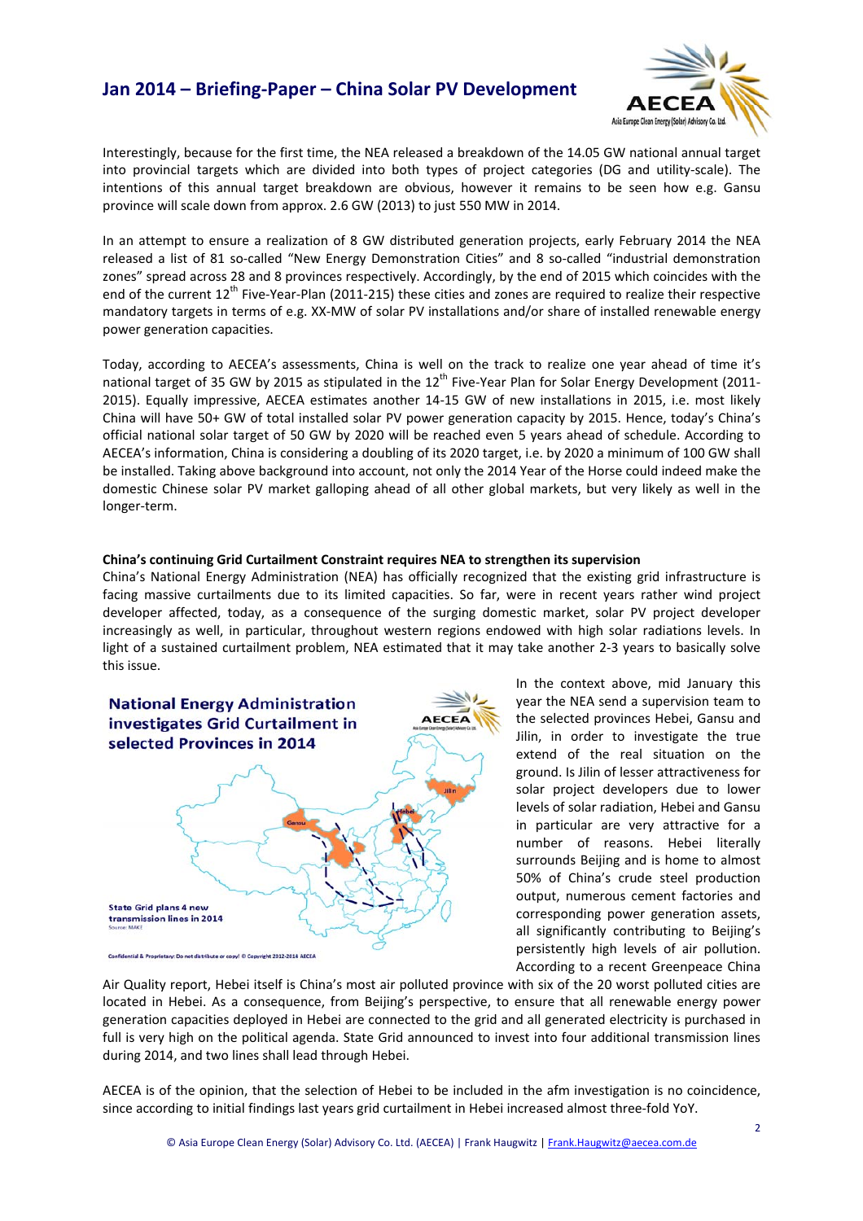Interestingly, because for the first time, the NEA released a breakdown of the 14.05 GW national annual target into provincial targets which are divided into both types of project categories (DG and utility-scale). The intentions of this annual target breakdown are obvious, however it remains to be seen how e.g. Gansu province will scale down from approx. 2.6 GW (2013) to just 550 MW in 2014.

In an attempt to ensure a realization of 8 GW distributed generation projects, early February 2014 the NEA released a list of 81 so-called "New Energy Demonstration Cities" and 8 so-called "industrial demonstration zones" spread across 28 and 8 provinces respectively. Accordingly, by the end of 2015 which coincides with the end of the current 12th Five-Year-Plan (2011-215) these cities and zones are required to realize their respective mandatory targets in terms of e.g. XX-MW of solar PV installations and/or share of installed renewable energy power generation capacities.

Today, according to AECEA's assessments, China is well on the track to realize one year ahead of time it's national target of 35 GW by 2015 as stipulated in the 12th Five-Year Plan for Solar Energy Development (2011-2015). Equally impressive, AECEA estimates another 14-15 GW of new installations in 2015, i.e. most likely China will have 50+ GW of total installed solar PV power generation capacity by 2015. Hence, today's China's official national solar target of 50 GW by 2020 will be reached even 5 years ahead of schedule. According to AECEA's information, China is considering a doubling of its 2020 target, i.e. by 2020 a minimum of 100 GW shall be installed. Taking above background into account, not only the 2014 Year of the Horse could indeed make the domestic Chinese solar PV market galloping ahead of all other global markets, but very likely as well in the longer-term.

**China's continuing Grid Curtailment Constraint requires NEA to strengthen its supervision**

China's National Energy Administration (NEA) has officially recognized that the existing grid infrastructure is facing massive curtailments due to its limited capacities. So far, were in recent years rather wind project developer affected, today, as a consequence of the surging domestic market, solar PV project developer increasingly as well, in particular, throughout western regions endowed with high solar radiations levels. In light of a sustained curtailment problem, NEA estimated that it may take another 2-3 years to basically solve this issue.

**National Energy Administration investigates Grid Curtailment in selected Provinces in 2014**

State Grid plans 4 new transmission lines in 2014
Source: MAKE

Confidential & Proprietary: Do not distribute or copy! © Copyright 2012-2014 AECEA

In the context above, mid January this year the NEA send a supervision team to the selected provinces Hebei, Gansu and Jilin, in order to investigate the true extend of the real situation on the ground. Is Jilin of lesser attractiveness for solar project developers due to lower levels of solar radiation, Hebei and Gansu in particular are very attractive for a number of reasons. Hebei literally surrounds Beijing and is home to almost 50% of China's crude steel production output, numerous cement factories and corresponding power generation assets, all significantly contributing to Beijing's persistently high levels of air pollution. According to a recent Greenpeace China Air Quality report, Hebei itself is China's most air polluted province with six of the 20 worst polluted cities are located in Hebei. As a consequence, from Beijing's perspective, to ensure that all renewable energy power generation capacities deployed in Hebei are connected to the grid and all generated electricity is purchased in full is very high on the political agenda. State Grid announced to invest into four additional transmission lines during 2014, and two lines shall lead through Hebei.

AECEA is of the opinion, that the selection of Hebei to be included in the afm investigation is no coincidence, since according to initial findings last years grid curtailment in Hebei increased almost three-fold YoY.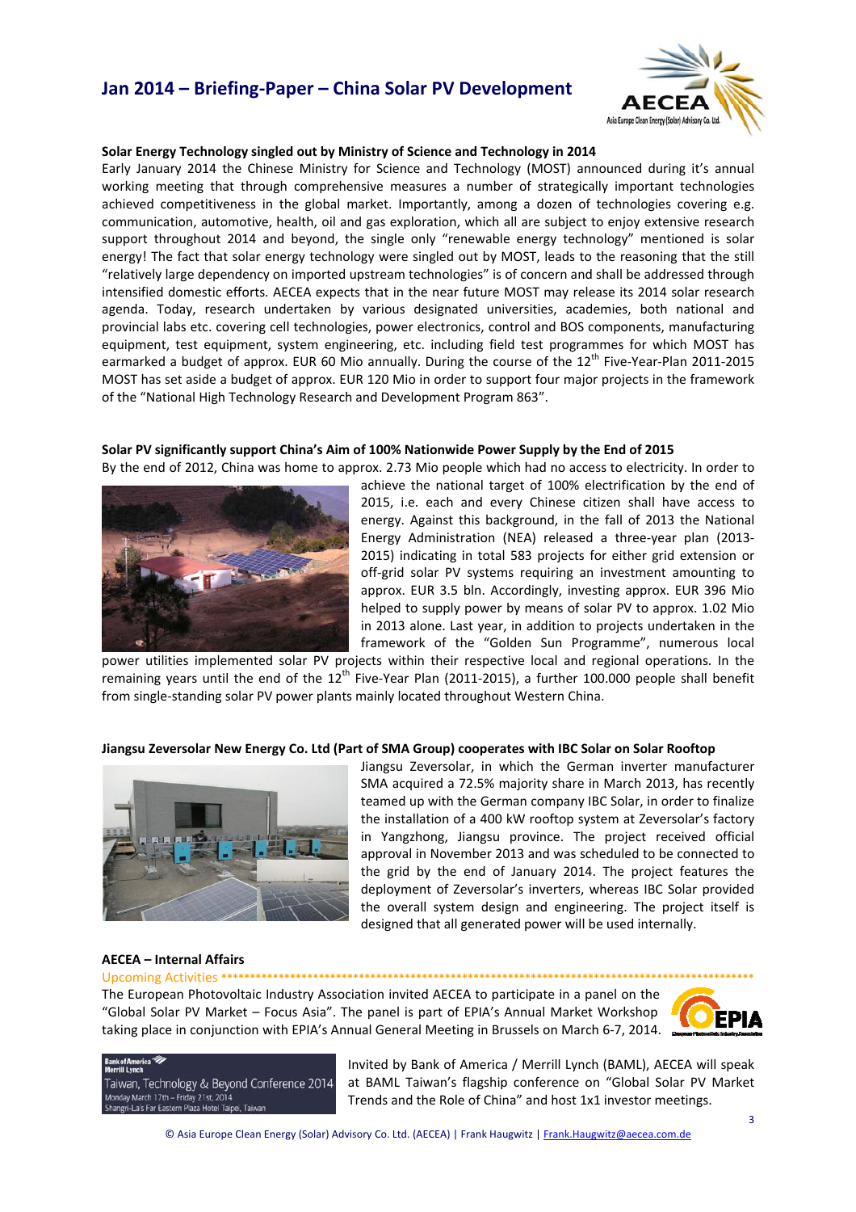## Solar Energy Technology singled out by Ministry of Science and Technology in 2014

Early January 2014 the Chinese Ministry for Science and Technology (MOST) announced during it's annual working meeting that through comprehensive measures a number of strategically important technologies achieved competitiveness in the global market. Importantly, among a dozen of technologies covering e.g. communication, automotive, health, oil and gas exploration, which all are subject to enjoy extensive research support throughout 2014 and beyond, the single only "renewable energy technology" mentioned is solar energy! The fact that solar energy technology were singled out by MOST, leads to the reasoning that the still "relatively large dependency on imported upstream technologies" is of concern and shall be addressed through intensified domestic efforts. AECEA expects that in the near future MOST may release its 2014 solar research agenda. Today, research undertaken by various designated universities, academies, both national and provincial labs etc. covering cell technologies, power electronics, control and BOS components, manufacturing equipment, test equipment, system engineering, etc. including field test programmes for which MOST has earmarked a budget of approx. EUR 60 Mio annually. During the course of the 12th Five-Year-Plan 2011-2015 MOST has set aside a budget of approx. EUR 120 Mio in order to support four major projects in the framework of the "National High Technology Research and Development Program 863".

## Solar PV significantly support China's Aim of 100% Nationwide Power Supply by the End of 2015

By the end of 2012, China was home to approx. 2.73 Mio people which had no access to electricity. In order to achieve the national target of 100% electrification by the end of 2015, i.e. each and every Chinese citizen shall have access to energy. Against this background, in the fall of 2013 the National Energy Administration (NEA) released a three-year plan (2013-2015) indicating in total 583 projects for either grid extension or off-grid solar PV systems requiring an investment amounting to approx. EUR 3.5 bln. Accordingly, investing approx. EUR 396 Mio helped to supply power by means of solar PV to approx. 1.02 Mio in 2013 alone. Last year, in addition to projects undertaken in the framework of the "Golden Sun Programme", numerous local power utilities implemented solar PV projects within their respective local and regional operations. In the remaining years until the end of the 12th Five-Year Plan (2011-2015), a further 100.000 people shall benefit from single-standing solar PV power plants mainly located throughout Western China.

## Jiangsu Zeversolar New Energy Co. Ltd (Part of SMA Group) cooperates with IBC Solar on Solar Rooftop

Jiangsu Zeversolar, in which the German inverter manufacturer SMA acquired a 72.5% majority share in March 2013, has recently teamed up with the German company IBC Solar, in order to finalize the installation of a 400 kW rooftop system at Zeversolar's factory in Yangzhong, Jiangsu province. The project received official approval in November 2013 and was scheduled to be connected to the grid by the end of January 2014. The project features the deployment of Zeversolar's inverters, whereas IBC Solar provided the overall system design and engineering. The project itself is designed that all generated power will be used internally.

## AECEA – Internal Affairs

Upcoming Activities ************************************************************

The European Photovoltaic Industry Association invited AECEA to participate in a panel on the "Global Solar PV Market – Focus Asia". The panel is part of EPIA's Annual Market Workshop taking place in conjunction with EPIA's Annual General Meeting in Brussels on March 6-7, 2014.

Bank of America Merrill Lynch
Taiwan, Technology & Beyond Conference 2014
Monday March 17th – Friday 21st, 2014
Shangri-La's Far Eastern Plaza Hotel Taipei, Taiwan

Invited by Bank of America / Merrill Lynch (BAML), AECEA will speak at BAML Taiwan's flagship conference on "Global Solar PV Market Trends and the Role of China" and host 1x1 investor meetings.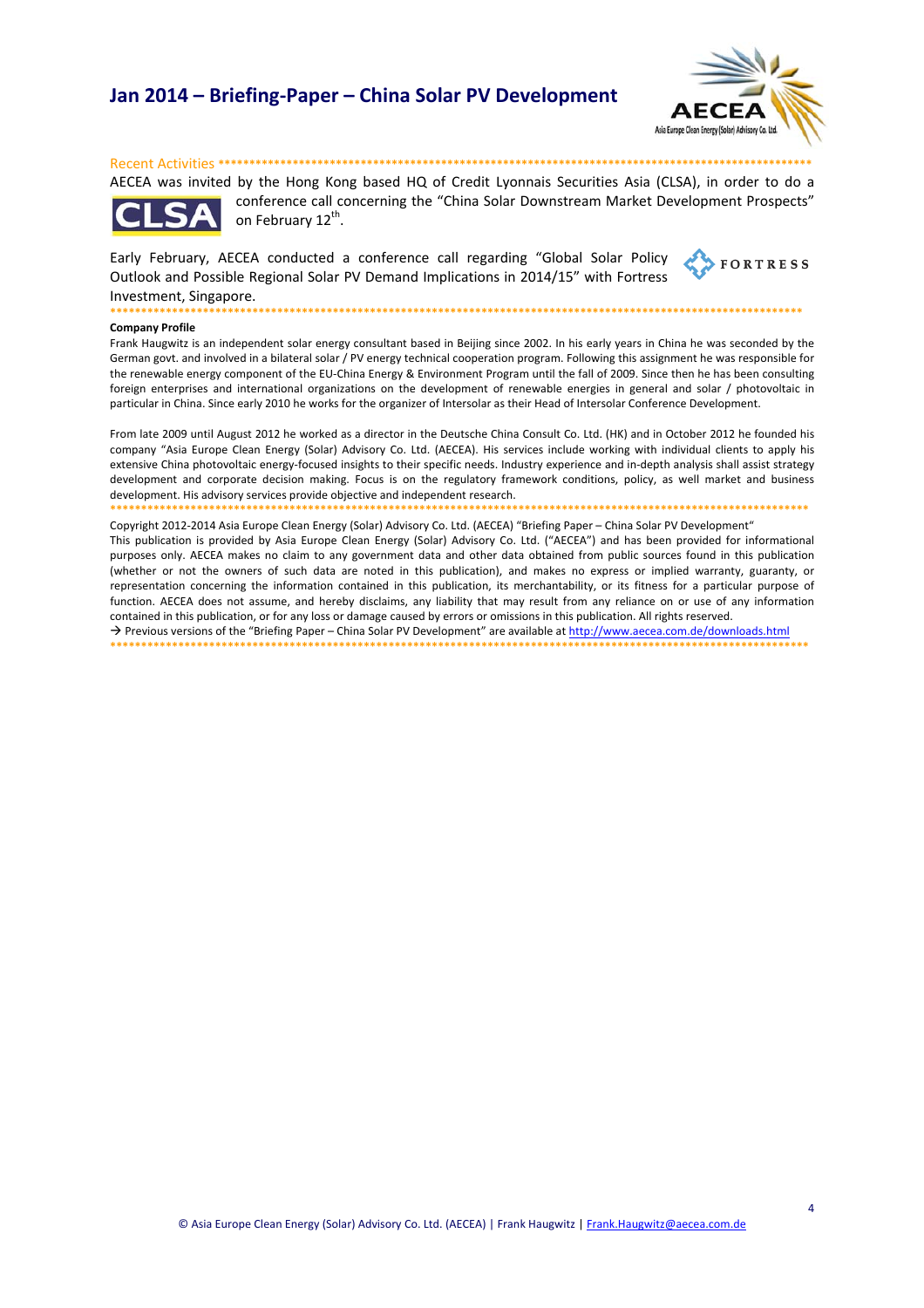Recent Activities ******************************************************************************************

AECEA was invited by the Hong Kong based HQ of Credit Lyonnais Securities Asia (CLSA), in order to do a conference call concerning the "China Solar Downstream Market Development Prospects" on February 12th.

Early February, AECEA conducted a conference call regarding "Global Solar Policy Outlook and Possible Regional Solar PV Demand Implications in 2014/15" with Fortress Investment, Singapore.

**********************************************************************************************************

**Company Profile**

Frank Haugwitz is an independent solar energy consultant based in Beijing since 2002. In his early years in China he was seconded by the German govt. and involved in a bilateral solar / PV energy technical cooperation program. Following this assignment he was responsible for the renewable energy component of the EU-China Energy & Environment Program until the fall of 2009. Since then he has been consulting foreign enterprises and international organizations on the development of renewable energies in general and solar / photovoltaic in particular in China. Since early 2010 he works for the organizer of Intersolar as their Head of Intersolar Conference Development.

From late 2009 until August 2012 he worked as a director in the Deutsche China Consult Co. Ltd. (HK) and in October 2012 he founded his company "Asia Europe Clean Energy (Solar) Advisory Co. Ltd. (AECEA). His services include working with individual clients to apply his extensive China photovoltaic energy-focused insights to their specific needs. Industry experience and in-depth analysis shall assist strategy development and corporate decision making. Focus is on the regulatory framework conditions, policy, as well market and business development. His advisory services provide objective and independent research.

**********************************************************************************************************

Copyright 2012-2014 Asia Europe Clean Energy (Solar) Advisory Co. Ltd. (AECEA) "Briefing Paper – China Solar PV Development"
This publication is provided by Asia Europe Clean Energy (Solar) Advisory Co. Ltd. ("AECEA") and has been provided for informational purposes only. AECEA makes no claim to any government data and other data obtained from public sources found in this publication (whether or not the owners of such data are noted in this publication), and makes no express or implied warranty, guaranty, or representation concerning the information contained in this publication, its merchantability, or its fitness for a particular purpose of function. AECEA does not assume, and hereby disclaims, any liability that may result from any reliance on or use of any information contained in this publication, or for any loss or damage caused by errors or omissions in this publication. All rights reserved.
→ Previous versions of the "Briefing Paper – China Solar PV Development" are available at http://www.aecea.com.de/downloads.html

**********************************************************************************************************